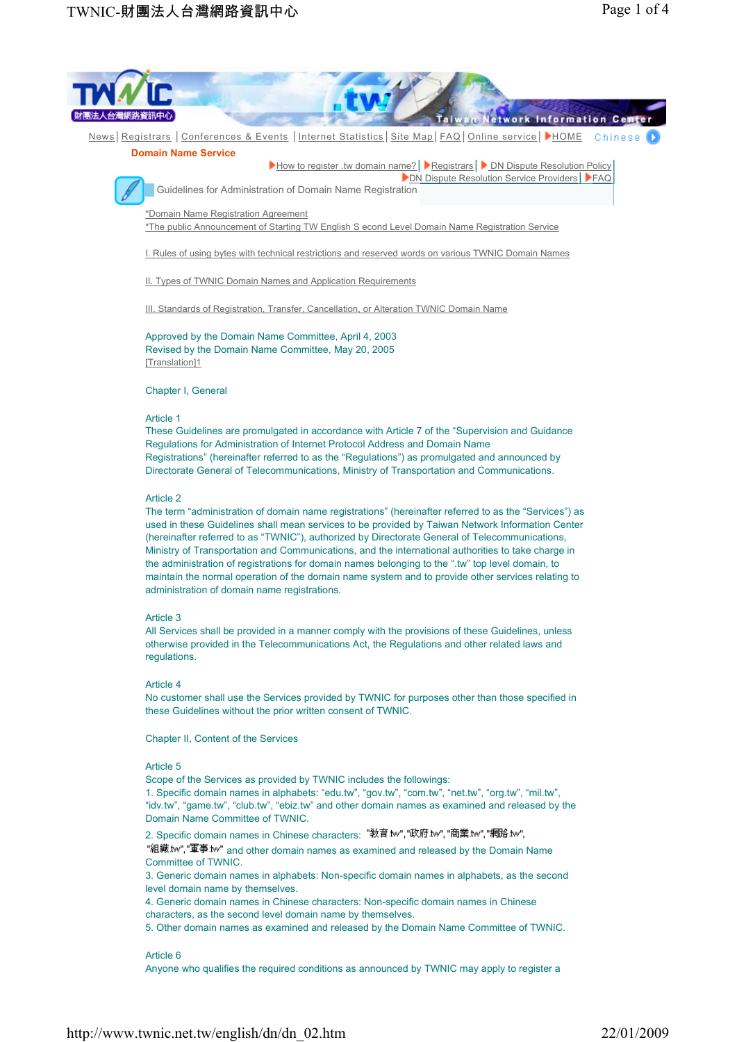News | Registrars | Conferences & Events | Internet Statistics | Site Map | FAQ | Online service | HOME Chinese

**Domain Name Service**

How to register .tw domain name? | Registrars | DN Dispute Resolution Policy | DN Dispute Resolution Service Providers | FAQ

## Guidelines for Administration of Domain Name Registration

*Domain Name Registration Agreement
*The public Announcement of Starting TW English S econd Level Domain Name Registration Service

I. Rules of using bytes with technical restrictions and reserved words on various TWNIC Domain Names

II. Types of TWNIC Domain Names and Application Requirements

III. Standards of Registration, Transfer, Cancellation, or Alteration TWNIC Domain Name

Approved by the Domain Name Committee, April 4, 2003
Revised by the Domain Name Committee, May 20, 2005
[Translation]1

### Chapter I, General

**Article 1**
These Guidelines are promulgated in accordance with Article 7 of the "Supervision and Guidance Regulations for Administration of Internet Protocol Address and Domain Name Registrations" (hereinafter referred to as the "Regulations") as promulgated and announced by Directorate General of Telecommunications, Ministry of Transportation and Communications.

**Article 2**
The term "administration of domain name registrations" (hereinafter referred to as the "Services") as used in these Guidelines shall mean services to be provided by Taiwan Network Information Center (hereinafter referred to as "TWNIC"), authorized by Directorate General of Telecommunications, Ministry of Transportation and Communications, and the international authorities to take charge in the administration of registrations for domain names belonging to the ".tw" top level domain, to maintain the normal operation of the domain name system and to provide other services relating to administration of domain name registrations.

**Article 3**
All Services shall be provided in a manner comply with the provisions of these Guidelines, unless otherwise provided in the Telecommunications Act, the Regulations and other related laws and regulations.

**Article 4**
No customer shall use the Services provided by TWNIC for purposes other than those specified in these Guidelines without the prior written consent of TWNIC.

### Chapter II, Content of the Services

**Article 5**
Scope of the Services as provided by TWNIC includes the followings:
1. Specific domain names in alphabets: "edu.tw", "gov.tw", "com.tw", "net.tw", "org.tw", "mil.tw", "idv.tw", "game.tw", "club.tw", "ebiz.tw" and other domain names as examined and released by the Domain Name Committee of TWNIC.
2. Specific domain names in Chinese characters: "教育.tw", "政府.tw", "商業.tw", "網路.tw", "組織.tw", "軍事.tw" and other domain names as examined and released by the Domain Name Committee of TWNIC.
3. Generic domain names in alphabets: Non-specific domain names in alphabets, as the second level domain name by themselves.
4. Generic domain names in Chinese characters: Non-specific domain names in Chinese characters, as the second level domain name by themselves.
5. Other domain names as examined and released by the Domain Name Committee of TWNIC.

**Article 6**
Anyone who qualifies the required conditions as announced by TWNIC may apply to register a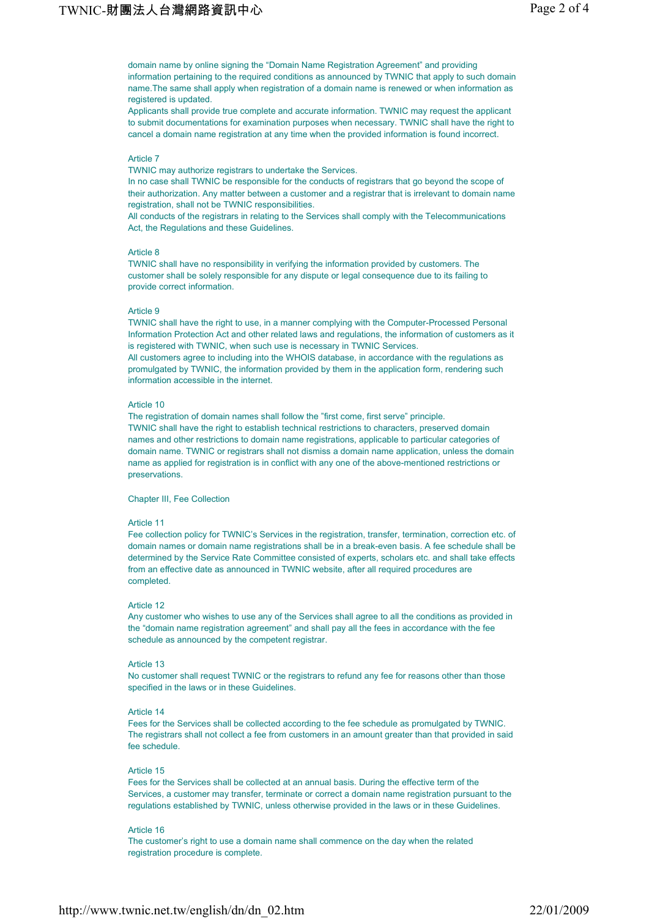domain name by online signing the “Domain Name Registration Agreement” and providing information pertaining to the required conditions as announced by TWNIC that apply to such domain name.The same shall apply when registration of a domain name is renewed or when information as registered is updated.
Applicants shall provide true complete and accurate information. TWNIC may request the applicant to submit documentations for examination purposes when necessary. TWNIC shall have the right to cancel a domain name registration at any time when the provided information is found incorrect.

### Article 7

TWNIC may authorize registrars to undertake the Services.
In no case shall TWNIC be responsible for the conducts of registrars that go beyond the scope of their authorization. Any matter between a customer and a registrar that is irrelevant to domain name registration, shall not be TWNIC responsibilities.
All conducts of the registrars in relating to the Services shall comply with the Telecommunications Act, the Regulations and these Guidelines.

### Article 8

TWNIC shall have no responsibility in verifying the information provided by customers. The customer shall be solely responsible for any dispute or legal consequence due to its failing to provide correct information.

### Article 9

TWNIC shall have the right to use, in a manner complying with the Computer-Processed Personal Information Protection Act and other related laws and regulations, the information of customers as it is registered with TWNIC, when such use is necessary in TWNIC Services.
All customers agree to including into the WHOIS database, in accordance with the regulations as promulgated by TWNIC, the information provided by them in the application form, rendering such information accessible in the internet.

### Article 10

The registration of domain names shall follow the ”first come, first serve” principle.
TWNIC shall have the right to establish technical restrictions to characters, preserved domain names and other restrictions to domain name registrations, applicable to particular categories of domain name. TWNIC or registrars shall not dismiss a domain name application, unless the domain name as applied for registration is in conflict with any one of the above-mentioned restrictions or preservations.

## Chapter III, Fee Collection

### Article 11

Fee collection policy for TWNIC’s Services in the registration, transfer, termination, correction etc. of domain names or domain name registrations shall be in a break-even basis. A fee schedule shall be determined by the Service Rate Committee consisted of experts, scholars etc. and shall take effects from an effective date as announced in TWNIC website, after all required procedures are completed.

### Article 12

Any customer who wishes to use any of the Services shall agree to all the conditions as provided in the “domain name registration agreement” and shall pay all the fees in accordance with the fee schedule as announced by the competent registrar.

### Article 13

No customer shall request TWNIC or the registrars to refund any fee for reasons other than those specified in the laws or in these Guidelines.

### Article 14

Fees for the Services shall be collected according to the fee schedule as promulgated by TWNIC. The registrars shall not collect a fee from customers in an amount greater than that provided in said fee schedule.

### Article 15

Fees for the Services shall be collected at an annual basis. During the effective term of the Services, a customer may transfer, terminate or correct a domain name registration pursuant to the regulations established by TWNIC, unless otherwise provided in the laws or in these Guidelines.

### Article 16

The customer’s right to use a domain name shall commence on the day when the related registration procedure is complete.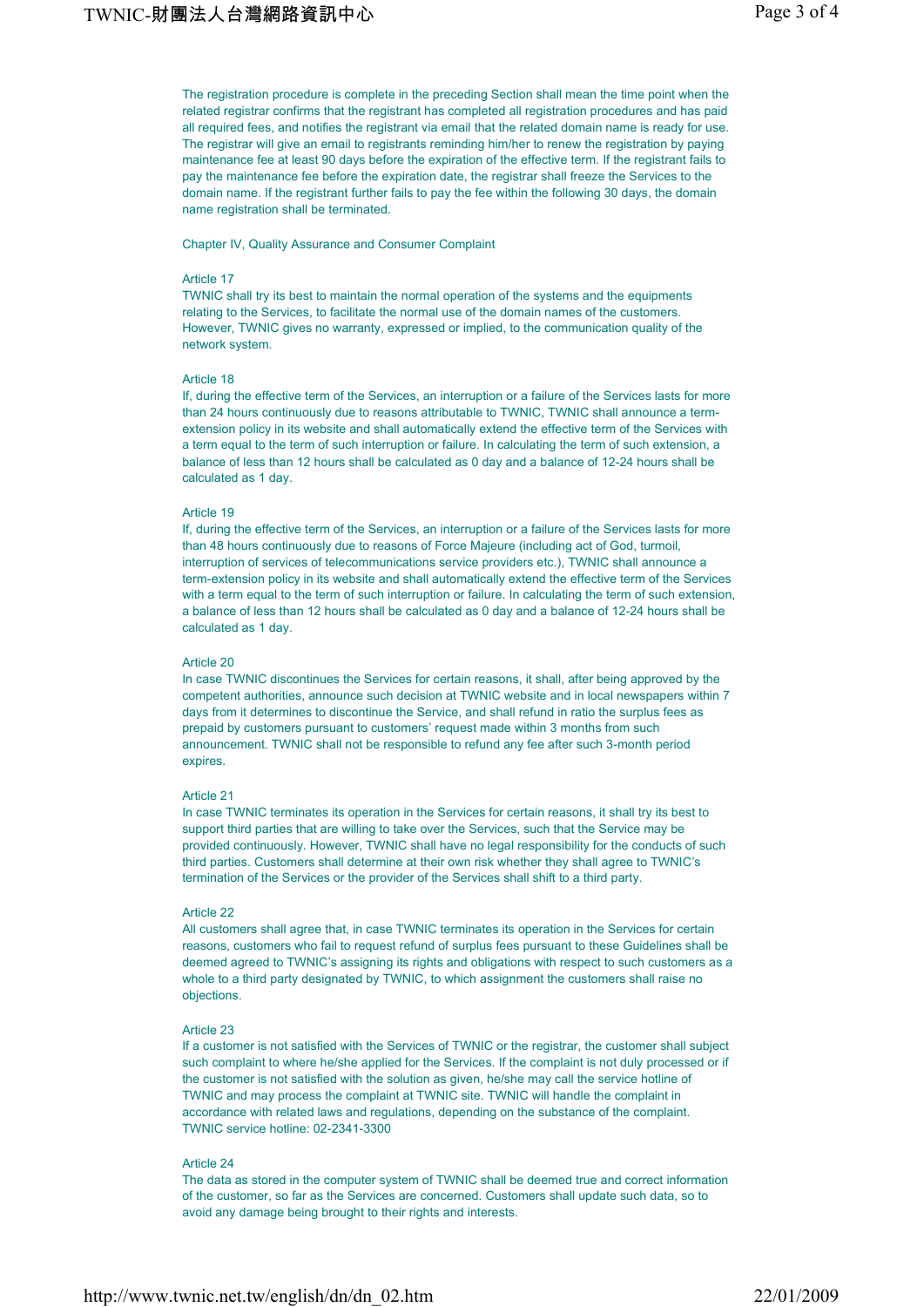The registration procedure is complete in the preceding Section shall mean the time point when the related registrar confirms that the registrant has completed all registration procedures and has paid all required fees, and notifies the registrant via email that the related domain name is ready for use. The registrar will give an email to registrants reminding him/her to renew the registration by paying maintenance fee at least 90 days before the expiration of the effective term. If the registrant fails to pay the maintenance fee before the expiration date, the registrar shall freeze the Services to the domain name. If the registrant further fails to pay the fee within the following 30 days, the domain name registration shall be terminated.

## Chapter IV, Quality Assurance and Consumer Complaint

### Article 17

TWNIC shall try its best to maintain the normal operation of the systems and the equipments relating to the Services, to facilitate the normal use of the domain names of the customers. However, TWNIC gives no warranty, expressed or implied, to the communication quality of the network system.

### Article 18

If, during the effective term of the Services, an interruption or a failure of the Services lasts for more than 24 hours continuously due to reasons attributable to TWNIC, TWNIC shall announce a term-extension policy in its website and shall automatically extend the effective term of the Services with a term equal to the term of such interruption or failure. In calculating the term of such extension, a balance of less than 12 hours shall be calculated as 0 day and a balance of 12-24 hours shall be calculated as 1 day.

### Article 19

If, during the effective term of the Services, an interruption or a failure of the Services lasts for more than 48 hours continuously due to reasons of Force Majeure (including act of God, turmoil, interruption of services of telecommunications service providers etc.), TWNIC shall announce a term-extension policy in its website and shall automatically extend the effective term of the Services with a term equal to the term of such interruption or failure. In calculating the term of such extension, a balance of less than 12 hours shall be calculated as 0 day and a balance of 12-24 hours shall be calculated as 1 day.

### Article 20

In case TWNIC discontinues the Services for certain reasons, it shall, after being approved by the competent authorities, announce such decision at TWNIC website and in local newspapers within 7 days from it determines to discontinue the Service, and shall refund in ratio the surplus fees as prepaid by customers pursuant to customers' request made within 3 months from such announcement. TWNIC shall not be responsible to refund any fee after such 3-month period expires.

### Article 21

In case TWNIC terminates its operation in the Services for certain reasons, it shall try its best to support third parties that are willing to take over the Services, such that the Service may be provided continuously. However, TWNIC shall have no legal responsibility for the conducts of such third parties. Customers shall determine at their own risk whether they shall agree to TWNIC's termination of the Services or the provider of the Services shall shift to a third party.

### Article 22

All customers shall agree that, in case TWNIC terminates its operation in the Services for certain reasons, customers who fail to request refund of surplus fees pursuant to these Guidelines shall be deemed agreed to TWNIC's assigning its rights and obligations with respect to such customers as a whole to a third party designated by TWNIC, to which assignment the customers shall raise no objections.

### Article 23

If a customer is not satisfied with the Services of TWNIC or the registrar, the customer shall subject such complaint to where he/she applied for the Services. If the complaint is not duly processed or if the customer is not satisfied with the solution as given, he/she may call the service hotline of TWNIC and may process the complaint at TWNIC site. TWNIC will handle the complaint in accordance with related laws and regulations, depending on the substance of the complaint.
TWNIC service hotline: 02-2341-3300

### Article 24

The data as stored in the computer system of TWNIC shall be deemed true and correct information of the customer, so far as the Services are concerned. Customers shall update such data, so to avoid any damage being brought to their rights and interests.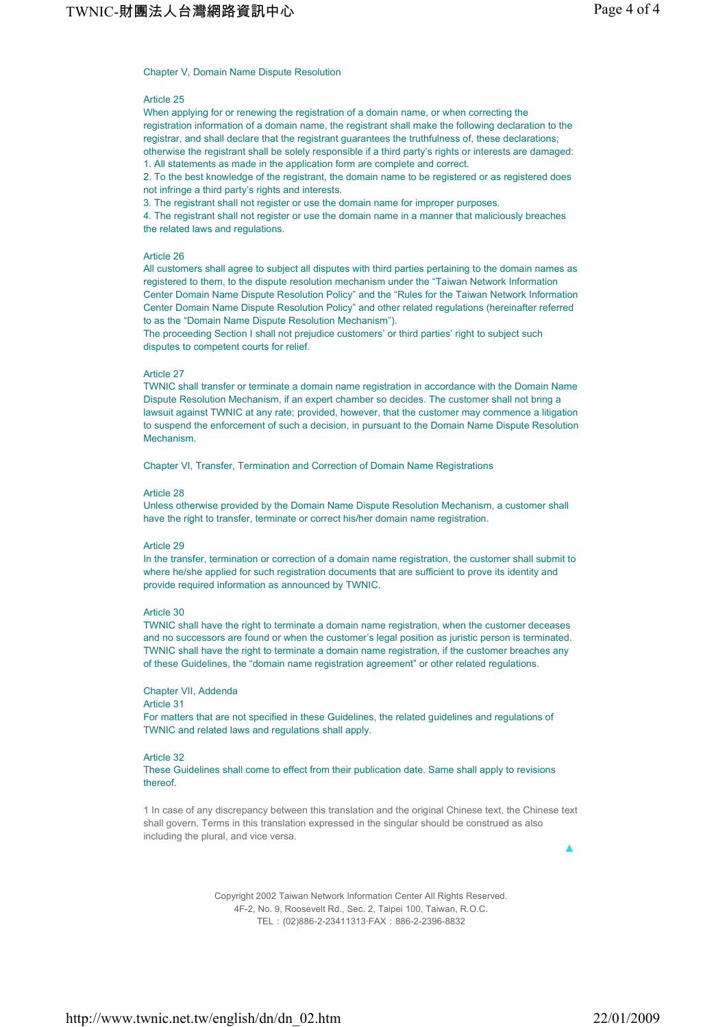## Chapter V, Domain Name Dispute Resolution

### Article 25

When applying for or renewing the registration of a domain name, or when correcting the registration information of a domain name, the registrant shall make the following declaration to the registrar, and shall declare that the registrant guarantees the truthfulness of, these declarations; otherwise the registrant shall be solely responsible if a third party's rights or interests are damaged:

1. All statements as made in the application form are complete and correct.
2. To the best knowledge of the registrant, the domain name to be registered or as registered does not infringe a third party's rights and interests.
3. The registrant shall not register or use the domain name for improper purposes.
4. The registrant shall not register or use the domain name in a manner that maliciously breaches the related laws and regulations.

### Article 26

All customers shall agree to subject all disputes with third parties pertaining to the domain names as registered to them, to the dispute resolution mechanism under the "Taiwan Network Information Center Domain Name Dispute Resolution Policy" and the "Rules for the Taiwan Network Information Center Domain Name Dispute Resolution Policy" and other related regulations (hereinafter referred to as the "Domain Name Dispute Resolution Mechanism").

The proceeding Section I shall not prejudice customers' or third parties' right to subject such disputes to competent courts for relief.

### Article 27

TWNIC shall transfer or terminate a domain name registration in accordance with the Domain Name Dispute Resolution Mechanism, if an expert chamber so decides. The customer shall not bring a lawsuit against TWNIC at any rate; provided, however, that the customer may commence a litigation to suspend the enforcement of such a decision, in pursuant to the Domain Name Dispute Resolution Mechanism.

## Chapter VI, Transfer, Termination and Correction of Domain Name Registrations

### Article 28

Unless otherwise provided by the Domain Name Dispute Resolution Mechanism, a customer shall have the right to transfer, terminate or correct his/her domain name registration.

### Article 29

In the transfer, termination or correction of a domain name registration, the customer shall submit to where he/she applied for such registration documents that are sufficient to prove its identity and provide required information as announced by TWNIC.

### Article 30

TWNIC shall have the right to terminate a domain name registration, when the customer deceases and no successors are found or when the customer's legal position as juristic person is terminated. TWNIC shall have the right to terminate a domain name registration, if the customer breaches any of these Guidelines, the "domain name registration agreement" or other related regulations.

## Chapter VII, Addenda

### Article 31

For matters that are not specified in these Guidelines, the related guidelines and regulations of TWNIC and related laws and regulations shall apply.

### Article 32

These Guidelines shall come to effect from their publication date. Same shall apply to revisions thereof.

1 In case of any discrepancy between this translation and the original Chinese text, the Chinese text shall govern. Terms in this translation expressed in the singular should be construed as also including the plural, and vice versa.

Copyright 2002 Taiwan Network Information Center All Rights Reserved.
4F-2, No. 9, Roosevelt Rd., Sec. 2, Taipei 100, Taiwan, R.O.C.
TEL：(02)886-2-23411313·FAX：886-2-2396-8832